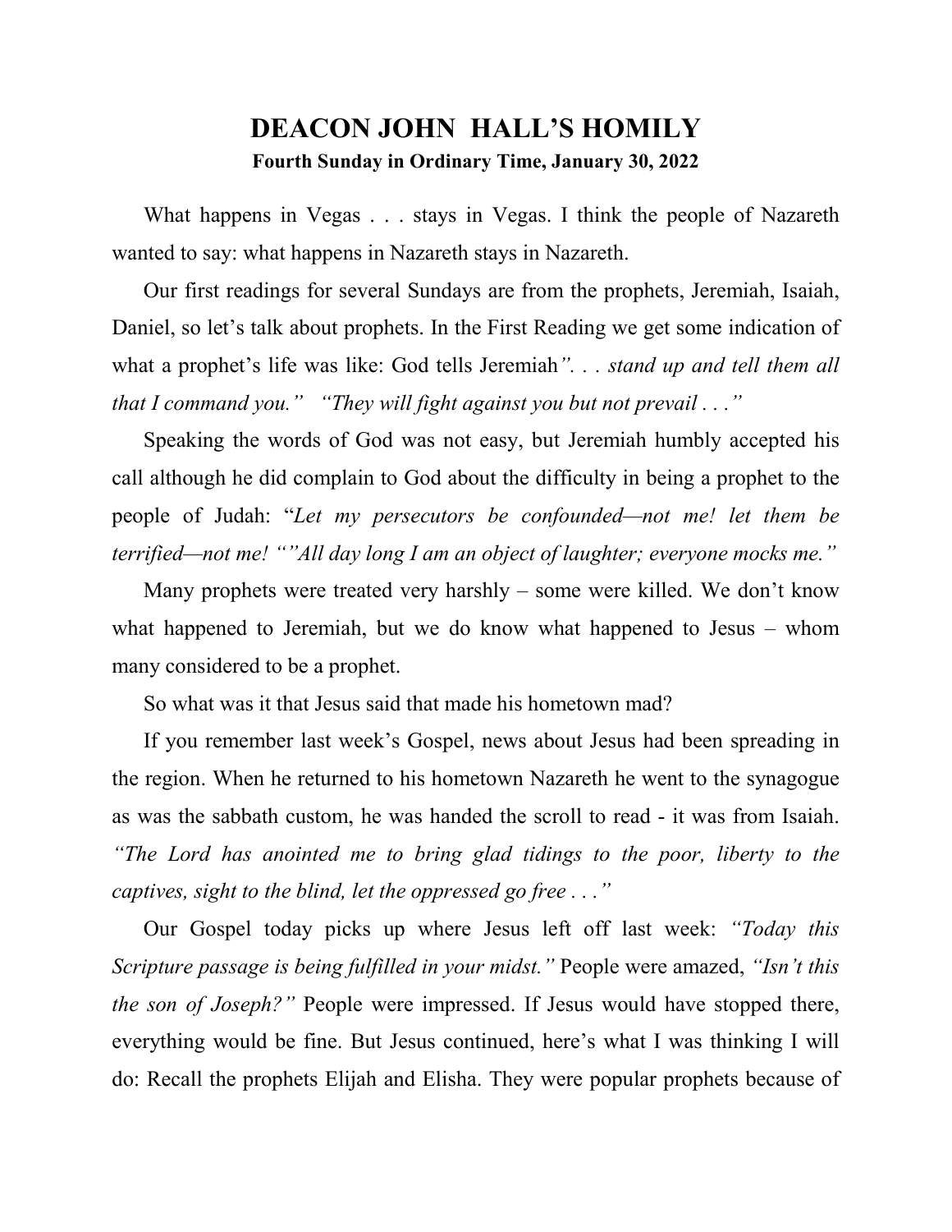# DEACON JOHN HALL'S HOMILY

**Fourth Sunday in Ordinary Time, January 30, 2022**

What happens in Vegas . . . stays in Vegas. I think the people of Nazareth wanted to say: what happens in Nazareth stays in Nazareth.

Our first readings for several Sundays are from the prophets, Jeremiah, Isaiah, Daniel, so let's talk about prophets. In the First Reading we get some indication of what a prophet's life was like: God tells Jeremiah*". . . stand up and tell them all that I command you." "They will fight against you but not prevail . . ."*

Speaking the words of God was not easy, but Jeremiah humbly accepted his call although he did complain to God about the difficulty in being a prophet to the people of Judah: "*Let my persecutors be confounded—not me! let them be terrified—not me! ""All day long I am an object of laughter; everyone mocks me."*

Many prophets were treated very harshly – some were killed. We don't know what happened to Jeremiah, but we do know what happened to Jesus – whom many considered to be a prophet.

So what was it that Jesus said that made his hometown mad?

If you remember last week's Gospel, news about Jesus had been spreading in the region. When he returned to his hometown Nazareth he went to the synagogue as was the sabbath custom, he was handed the scroll to read - it was from Isaiah. *"The Lord has anointed me to bring glad tidings to the poor, liberty to the captives, sight to the blind, let the oppressed go free . . ."*

Our Gospel today picks up where Jesus left off last week: *"Today this Scripture passage is being fulfilled in your midst."* People were amazed, *"Isn't this the son of Joseph?"* People were impressed. If Jesus would have stopped there, everything would be fine. But Jesus continued, here's what I was thinking I will do: Recall the prophets Elijah and Elisha. They were popular prophets because of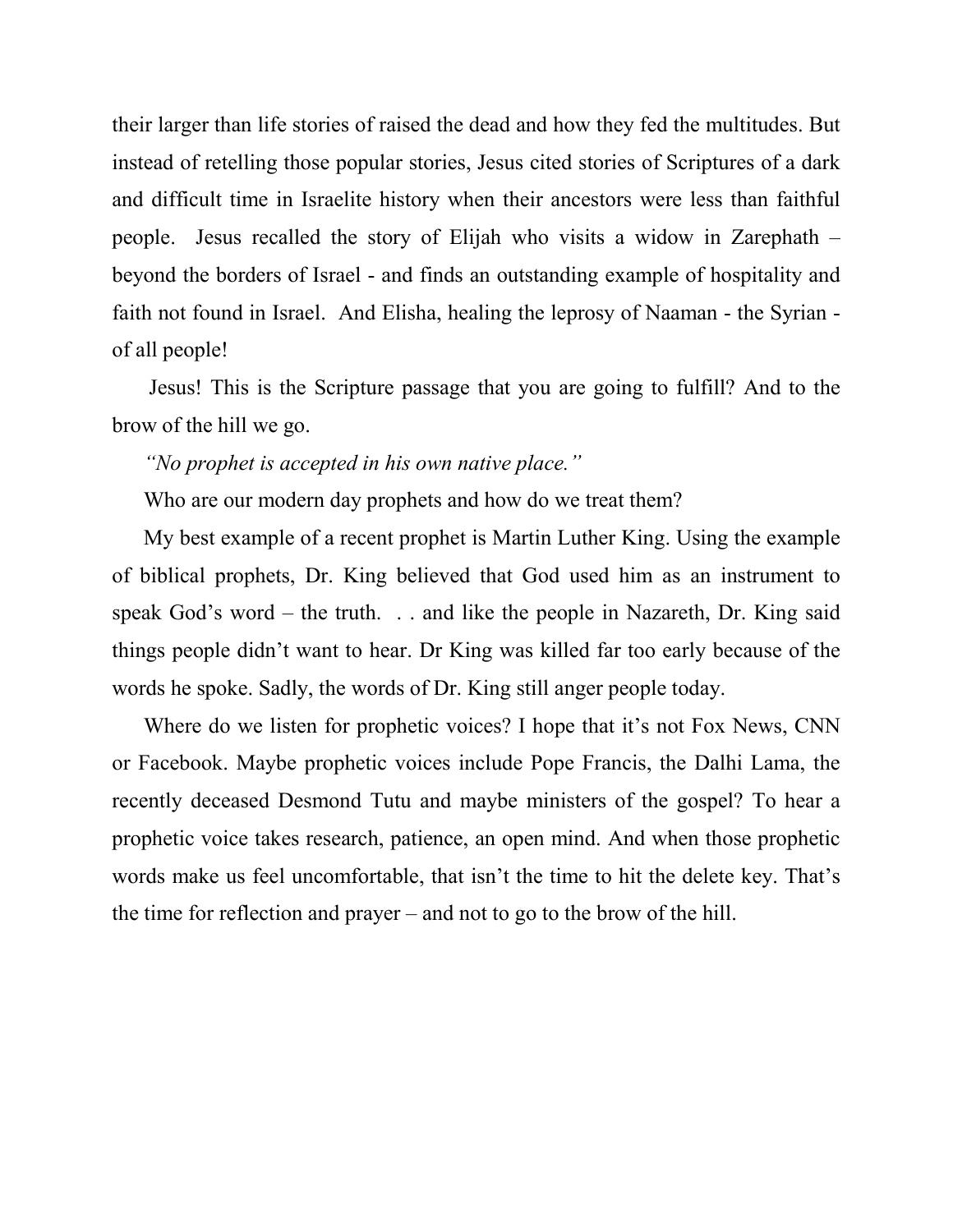their larger than life stories of raised the dead and how they fed the multitudes. But instead of retelling those popular stories, Jesus cited stories of Scriptures of a dark and difficult time in Israelite history when their ancestors were less than faithful people. Jesus recalled the story of Elijah who visits a widow in Zarephath – beyond the borders of Israel - and finds an outstanding example of hospitality and faith not found in Israel. And Elisha, healing the leprosy of Naaman - the Syrian - of all people!

Jesus! This is the Scripture passage that you are going to fulfill? And to the brow of the hill we go.

*"No prophet is accepted in his own native place."*

Who are our modern day prophets and how do we treat them?

My best example of a recent prophet is Martin Luther King. Using the example of biblical prophets, Dr. King believed that God used him as an instrument to speak God's word – the truth. . . and like the people in Nazareth, Dr. King said things people didn't want to hear. Dr King was killed far too early because of the words he spoke. Sadly, the words of Dr. King still anger people today.

Where do we listen for prophetic voices? I hope that it's not Fox News, CNN or Facebook. Maybe prophetic voices include Pope Francis, the Dalhi Lama, the recently deceased Desmond Tutu and maybe ministers of the gospel? To hear a prophetic voice takes research, patience, an open mind. And when those prophetic words make us feel uncomfortable, that isn't the time to hit the delete key. That's the time for reflection and prayer – and not to go to the brow of the hill.